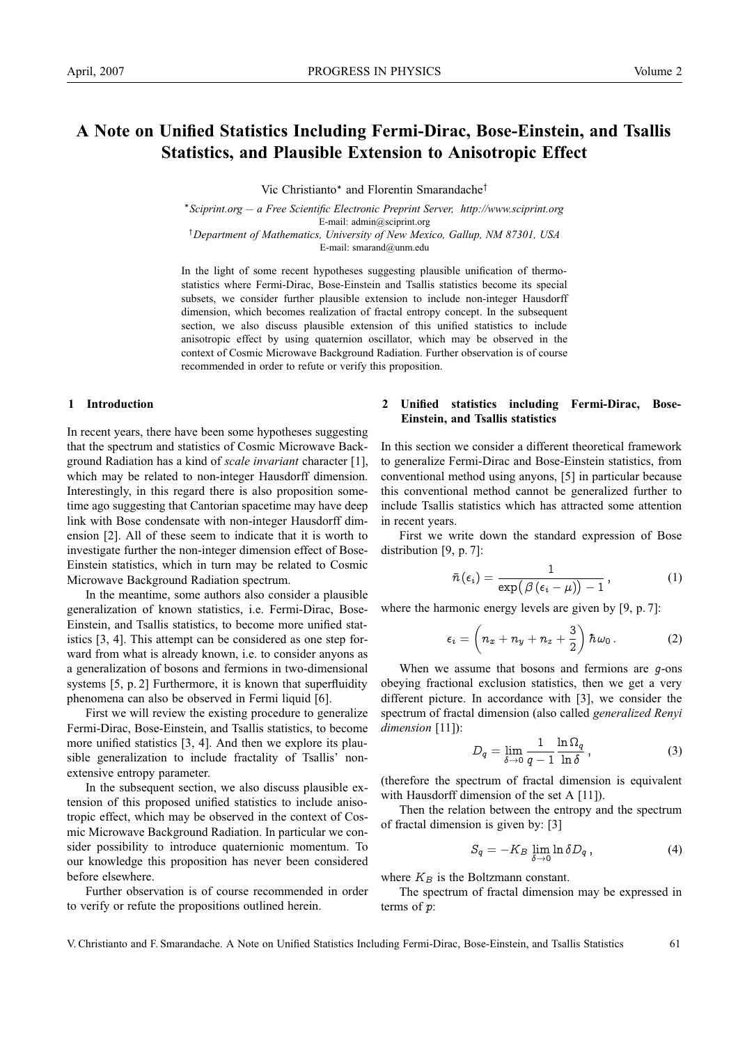# A Note on Unified Statistics Including Fermi-Dirac, Bose-Einstein, and Tsallis Statistics, and Plausible Extension to Anisotropic Effect

Vic Christianto* and Florentin Smarandache†

*Sciprint.org — a Free Scientific Electronic Preprint Server, http://www.sciprint.org
E-mail: admin@sciprint.org

†Department of Mathematics, University of New Mexico, Gallup, NM 87301, USA
E-mail: smarand@unm.edu

In the light of some recent hypotheses suggesting plausible unification of thermostatistics where Fermi-Dirac, Bose-Einstein and Tsallis statistics become its special subsets, we consider further plausible extension to include non-integer Hausdorff dimension, which becomes realization of fractal entropy concept. In the subsequent section, we also discuss plausible extension of this unified statistics to include anisotropic effect by using quaternion oscillator, which may be observed in the context of Cosmic Microwave Background Radiation. Further observation is of course recommended in order to refute or verify this proposition.

## 1 Introduction

In recent years, there have been some hypotheses suggesting that the spectrum and statistics of Cosmic Microwave Background Radiation has a kind of *scale invariant* character [1], which may be related to non-integer Hausdorff dimension. Interestingly, in this regard there is also proposition sometime ago suggesting that Cantorian spacetime may have deep link with Bose condensate with non-integer Hausdorff dimension [2]. All of these seem to indicate that it is worth to investigate further the non-integer dimension effect of Bose-Einstein statistics, which in turn may be related to Cosmic Microwave Background Radiation spectrum.

In the meantime, some authors also consider a plausible generalization of known statistics, i.e. Fermi-Dirac, Bose-Einstein, and Tsallis statistics, to become more unified statistics [3, 4]. This attempt can be considered as one step forward from what is already known, i.e. to consider anyons as a generalization of bosons and fermions in two-dimensional systems [5, p. 2] Furthermore, it is known that superfluidity phenomena can also be observed in Fermi liquid [6].

First we will review the existing procedure to generalize Fermi-Dirac, Bose-Einstein, and Tsallis statistics, to become more unified statistics [3, 4]. And then we explore its plausible generalization to include fractality of Tsallis' non-extensive entropy parameter.

In the subsequent section, we also discuss plausible extension of this proposed unified statistics to include anisotropic effect, which may be observed in the context of Cosmic Microwave Background Radiation. In particular we consider possibility to introduce quaternionic momentum. To our knowledge this proposition has never been considered before elsewhere.

Further observation is of course recommended in order to verify or refute the propositions outlined herein.

## 2 Unified statistics including Fermi-Dirac, Bose-Einstein, and Tsallis statistics

In this section we consider a different theoretical framework to generalize Fermi-Dirac and Bose-Einstein statistics, from conventional method using anyons, [5] in particular because this conventional method cannot be generalized further to include Tsallis statistics which has attracted some attention in recent years.

First we write down the standard expression of Bose distribution [9, p. 7]:

$$\bar{n}(\epsilon_i) = \frac{1}{\exp\big(\beta(\epsilon_i - \mu)\big) - 1}\,, \tag{1}$$

where the harmonic energy levels are given by [9, p. 7]:

$$\epsilon_i = \left(n_x + n_y + n_z + \frac{3}{2}\right)\hbar\omega_0\,. \tag{2}$$

When we assume that bosons and fermions are $g$-ons obeying fractional exclusion statistics, then we get a very different picture. In accordance with [3], we consider the spectrum of fractal dimension (also called *generalized Renyi dimension* [11]):

$$D_q = \lim_{\delta\to 0} \frac{1}{q-1} \frac{\ln \Omega_q}{\ln \delta}\,, \tag{3}$$

(therefore the spectrum of fractal dimension is equivalent with Hausdorff dimension of the set A [11]).

Then the relation between the entropy and the spectrum of fractal dimension is given by: [3]

$$S_q = -K_B \lim_{\delta\to 0} \ln \delta D_q\,, \tag{4}$$

where $K_B$ is the Boltzmann constant.

The spectrum of fractal dimension may be expressed in terms of $p$: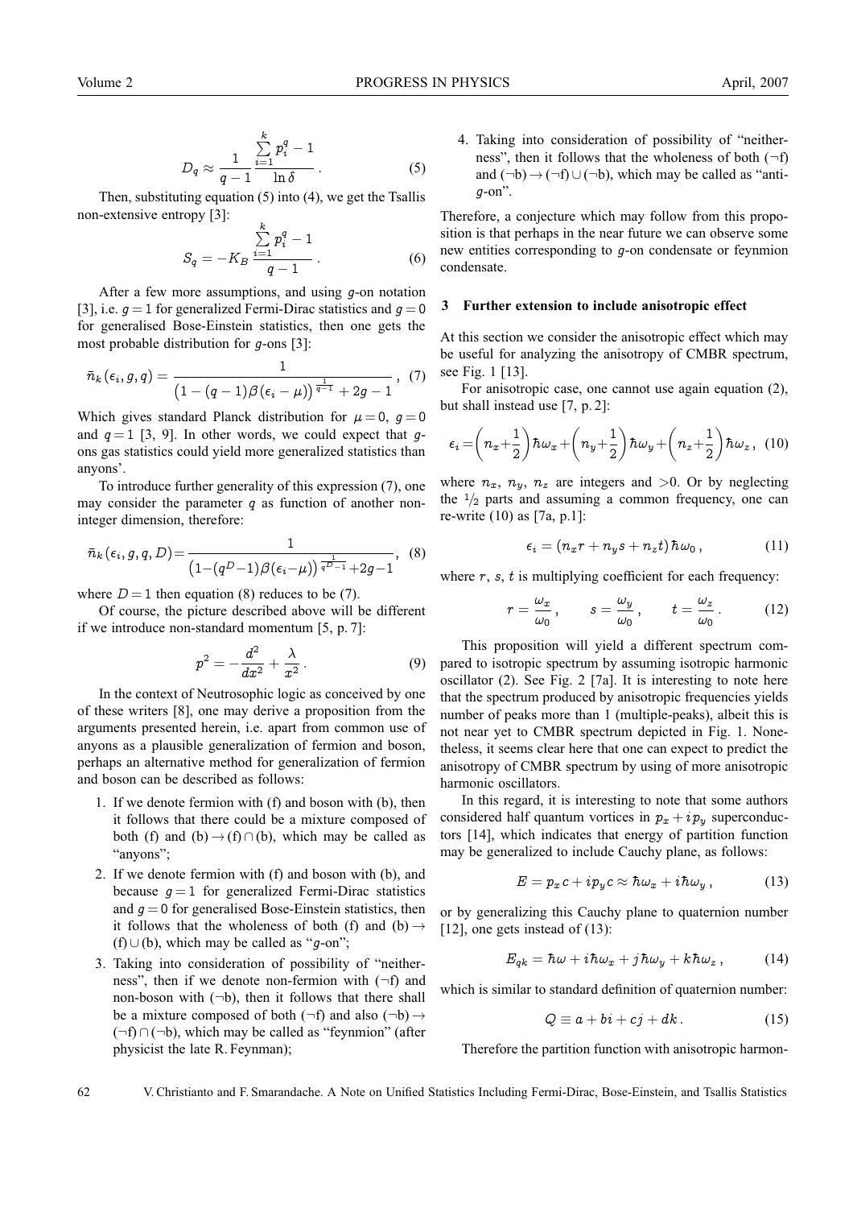$$D_q \approx \frac{1}{q-1} \frac{\sum_{i=1}^{k} p_i^q - 1}{\ln \delta} . \tag{5}$$

Then, substituting equation (5) into (4), we get the Tsallis non-extensive entropy [3]:

$$S_q = -K_B \frac{\sum_{i=1}^{k} p_i^q - 1}{q-1} . \tag{6}$$

After a few more assumptions, and using $g$-on notation [3], i.e. $g = 1$ for generalized Fermi-Dirac statistics and $g = 0$ for generalised Bose-Einstein statistics, then one gets the most probable distribution for $g$-ons [3]:

$$\bar{n}_k(\epsilon_i, g, q) = \frac{1}{\left(1 - (q-1)\beta(\epsilon_i - \mu)\right)^{\frac{1}{q-1}} + 2g - 1} , \tag{7}$$

Which gives standard Planck distribution for $\mu = 0$, $g = 0$ and $q = 1$ [3, 9]. In other words, we could expect that $g$-ons gas statistics could yield more generalized statistics than anyons'.

To introduce further generality of this expression (7), one may consider the parameter $q$ as function of another non-integer dimension, therefore:

$$\bar{n}_k(\epsilon_i, g, q, D) = \frac{1}{\left(1 - (q^D - 1)\beta(\epsilon_i - \mu)\right)^{\frac{1}{q^D - 1}} + 2g - 1} , \tag{8}$$

where $D = 1$ then equation (8) reduces to be (7).

Of course, the picture described above will be different if we introduce non-standard momentum [5, p. 7]:

$$p^2 = -\frac{d^2}{dx^2} + \frac{\lambda}{x^2} . \tag{9}$$

In the context of Neutrosophic logic as conceived by one of these writers [8], one may derive a proposition from the arguments presented herein, i.e. apart from common use of anyons as a plausible generalization of fermion and boson, perhaps an alternative method for generalization of fermion and boson can be described as follows:

1. If we denote fermion with (f) and boson with (b), then it follows that there could be a mixture composed of both (f) and (b) $\rightarrow$ (f) $\cap$ (b), which may be called as "anyons";
2. If we denote fermion with (f) and boson with (b), and because $g = 1$ for generalized Fermi-Dirac statistics and $g = 0$ for generalised Bose-Einstein statistics, then it follows that the wholeness of both (f) and (b) $\rightarrow$ (f) $\cup$ (b), which may be called as "$g$-on";
3. Taking into consideration of possibility of "neitherness", then if we denote non-fermion with ($\neg$f) and non-boson with ($\neg$b), then it follows that there shall be a mixture composed of both ($\neg$f) and also ($\neg$b) $\rightarrow$ ($\neg$f) $\cap$ ($\neg$b), which may be called as "feynmion" (after physicist the late R. Feynman);
4. Taking into consideration of possibility of "neitherness", then it follows that the wholeness of both ($\neg$f) and ($\neg$b) $\rightarrow$ ($\neg$f) $\cup$ ($\neg$b), which may be called as "anti-$g$-on".

Therefore, a conjecture which may follow from this proposition is that perhaps in the near future we can observe some new entities corresponding to $g$-on condensate or feynmion condensate.

## 3 Further extension to include anisotropic effect

At this section we consider the anisotropic effect which may be useful for analyzing the anisotropy of CMBR spectrum, see Fig. 1 [13].

For anisotropic case, one cannot use again equation (2), but shall instead use [7, p. 2]:

$$\epsilon_i = \left(n_x + \frac{1}{2}\right)\hbar\omega_x + \left(n_y + \frac{1}{2}\right)\hbar\omega_y + \left(n_z + \frac{1}{2}\right)\hbar\omega_z , \tag{10}$$

where $n_x$, $n_y$, $n_z$ are integers and $>0$. Or by neglecting the $^1/_2$ parts and assuming a common frequency, one can re-write (10) as [7a, p.1]:

$$\epsilon_i = (n_x r + n_y s + n_z t)\hbar\omega_0 , \tag{11}$$

where $r$, $s$, $t$ is multiplying coefficient for each frequency:

$$r = \frac{\omega_x}{\omega_0} , \qquad s = \frac{\omega_y}{\omega_0} , \qquad t = \frac{\omega_z}{\omega_0} . \tag{12}$$

This proposition will yield a different spectrum compared to isotropic spectrum by assuming isotropic harmonic oscillator (2). See Fig. 2 [7a]. It is interesting to note here that the spectrum produced by anisotropic frequencies yields number of peaks more than 1 (multiple-peaks), albeit this is not near yet to CMBR spectrum depicted in Fig. 1. Nonetheless, it seems clear here that one can expect to predict the anisotropy of CMBR spectrum by using of more anisotropic harmonic oscillators.

In this regard, it is interesting to note that some authors considered half quantum vortices in $p_x + ip_y$ superconductors [14], which indicates that energy of partition function may be generalized to include Cauchy plane, as follows:

$$E = p_x c + ip_y c \approx \hbar\omega_x + i\hbar\omega_y , \tag{13}$$

or by generalizing this Cauchy plane to quaternion number [12], one gets instead of (13):

$$E_{qk} = \hbar\omega + i\hbar\omega_x + j\hbar\omega_y + k\hbar\omega_z , \tag{14}$$

which is similar to standard definition of quaternion number:

$$Q \equiv a + bi + cj + dk . \tag{15}$$

Therefore the partition function with anisotropic harmon-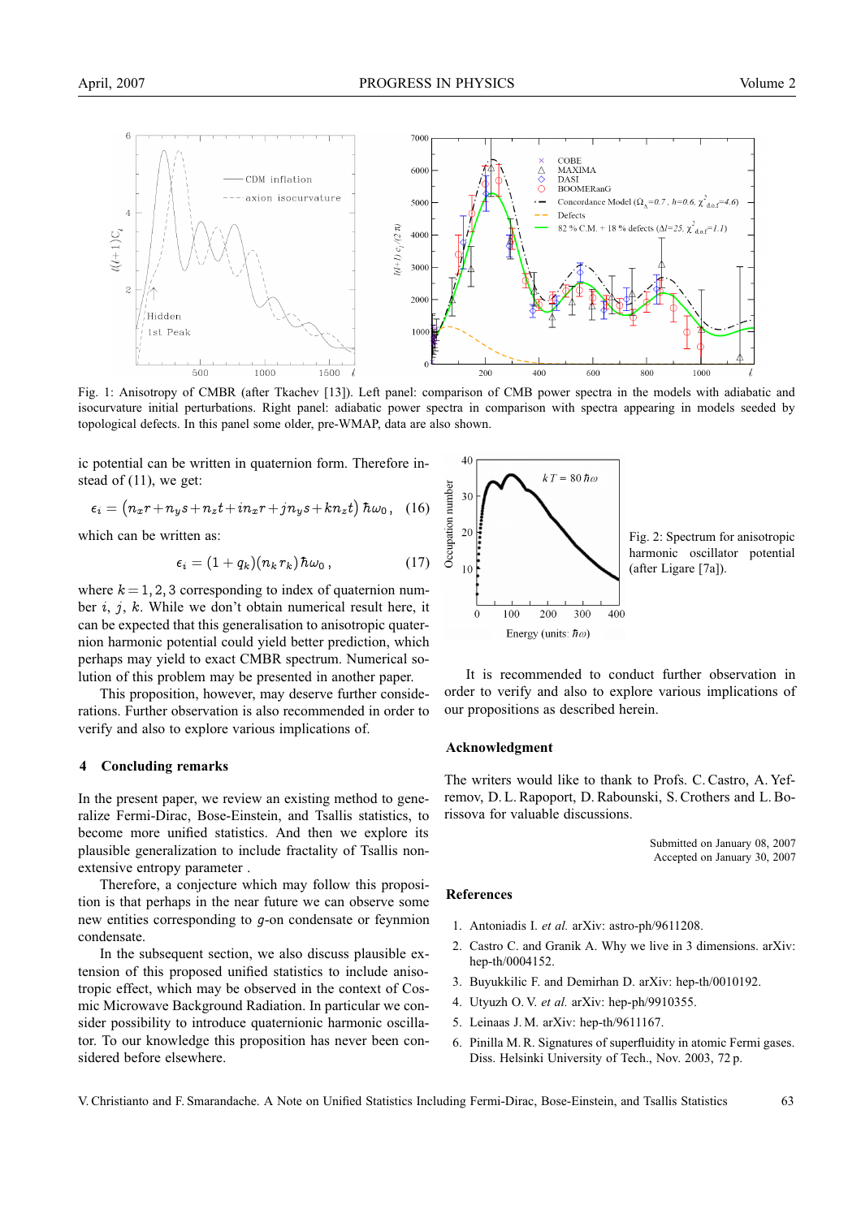Fig. 1: Anisotropy of CMBR (after Tkachev [13]). Left panel: comparison of CMB power spectra in the models with adiabatic and isocurvature initial perturbations. Right panel: adiabatic power spectra in comparison with spectra appearing in models seeded by topological defects. In this panel some older, pre-WMAP, data are also shown.

ic potential can be written in quaternion form. Therefore instead of (11), we get:

$$\epsilon_i = \left(n_x r + n_y s + n_z t + i n_x r + j n_y s + k n_z t\right) \hbar\omega_0 \,, \quad (16)$$

which can be written as:

$$\epsilon_i = (1 + q_k)(n_k r_k) \hbar\omega_0 \,, \quad (17)$$

where $k = 1, 2, 3$ corresponding to index of quaternion number $i$, $j$, $k$. While we don't obtain numerical result here, it can be expected that this generalisation to anisotropic quaternion harmonic potential could yield better prediction, which perhaps may yield to exact CMBR spectrum. Numerical solution of this problem may be presented in another paper.

This proposition, however, may deserve further considerations. Further observation is also recommended in order to verify and also to explore various implications of.

## 4 Concluding remarks

In the present paper, we review an existing method to generalize Fermi-Dirac, Bose-Einstein, and Tsallis statistics, to become more unified statistics. And then we explore its plausible generalization to include fractality of Tsallis nonextensive entropy parameter .

Therefore, a conjecture which may follow this proposition is that perhaps in the near future we can observe some new entities corresponding to $g$-on condensate or feynmion condensate.

In the subsequent section, we also discuss plausible extension of this proposed unified statistics to include anisotropic effect, which may be observed in the context of Cosmic Microwave Background Radiation. In particular we consider possibility to introduce quaternionic harmonic oscillator. To our knowledge this proposition has never been considered before elsewhere.

Fig. 2: Spectrum for anisotropic harmonic oscillator potential (after Ligare [7a]).

It is recommended to conduct further observation in order to verify and also to explore various implications of our propositions as described herein.

## Acknowledgment

The writers would like to thank to Profs. C. Castro, A. Yefremov, D. L. Rapoport, D. Rabounski, S. Crothers and L. Borissova for valuable discussions.

Submitted on January 08, 2007
Accepted on January 30, 2007

## References

1. Antoniadis I. *et al.* arXiv: astro-ph/9611208.
2. Castro C. and Granik A. Why we live in 3 dimensions. arXiv: hep-th/0004152.
3. Buyukkilic F. and Demirhan D. arXiv: hep-th/0010192.
4. Utyuzh O. V. *et al.* arXiv: hep-ph/9910355.
5. Leinaas J. M. arXiv: hep-th/9611167.
6. Pinilla M. R. Signatures of superfluidity in atomic Fermi gases. Diss. Helsinki University of Tech., Nov. 2003, 72 p.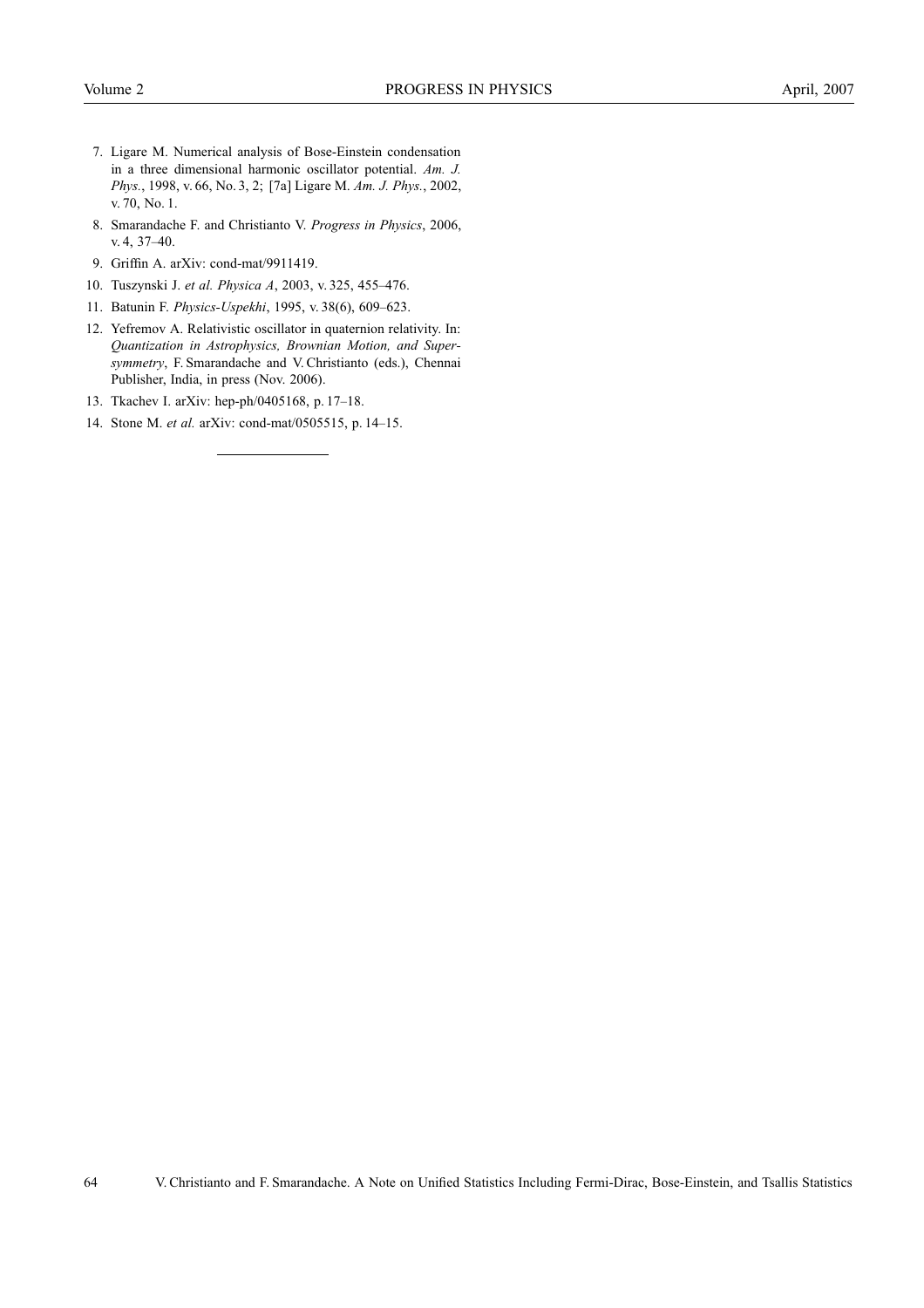7. Ligare M. Numerical analysis of Bose-Einstein condensation in a three dimensional harmonic oscillator potential. *Am. J. Phys.*, 1998, v. 66, No. 3, 2; [7a] Ligare M. *Am. J. Phys.*, 2002, v. 70, No. 1.
8. Smarandache F. and Christianto V. *Progress in Physics*, 2006, v. 4, 37–40.
9. Griffin A. arXiv: cond-mat/9911419.
10. Tuszynski J. *et al. Physica A*, 2003, v. 325, 455–476.
11. Batunin F. *Physics-Uspekhi*, 1995, v. 38(6), 609–623.
12. Yefremov A. Relativistic oscillator in quaternion relativity. In: *Quantization in Astrophysics, Brownian Motion, and Supersymmetry*, F. Smarandache and V. Christianto (eds.), Chennai Publisher, India, in press (Nov. 2006).
13. Tkachev I. arXiv: hep-ph/0405168, p. 17–18.
14. Stone M. *et al.* arXiv: cond-mat/0505515, p. 14–15.